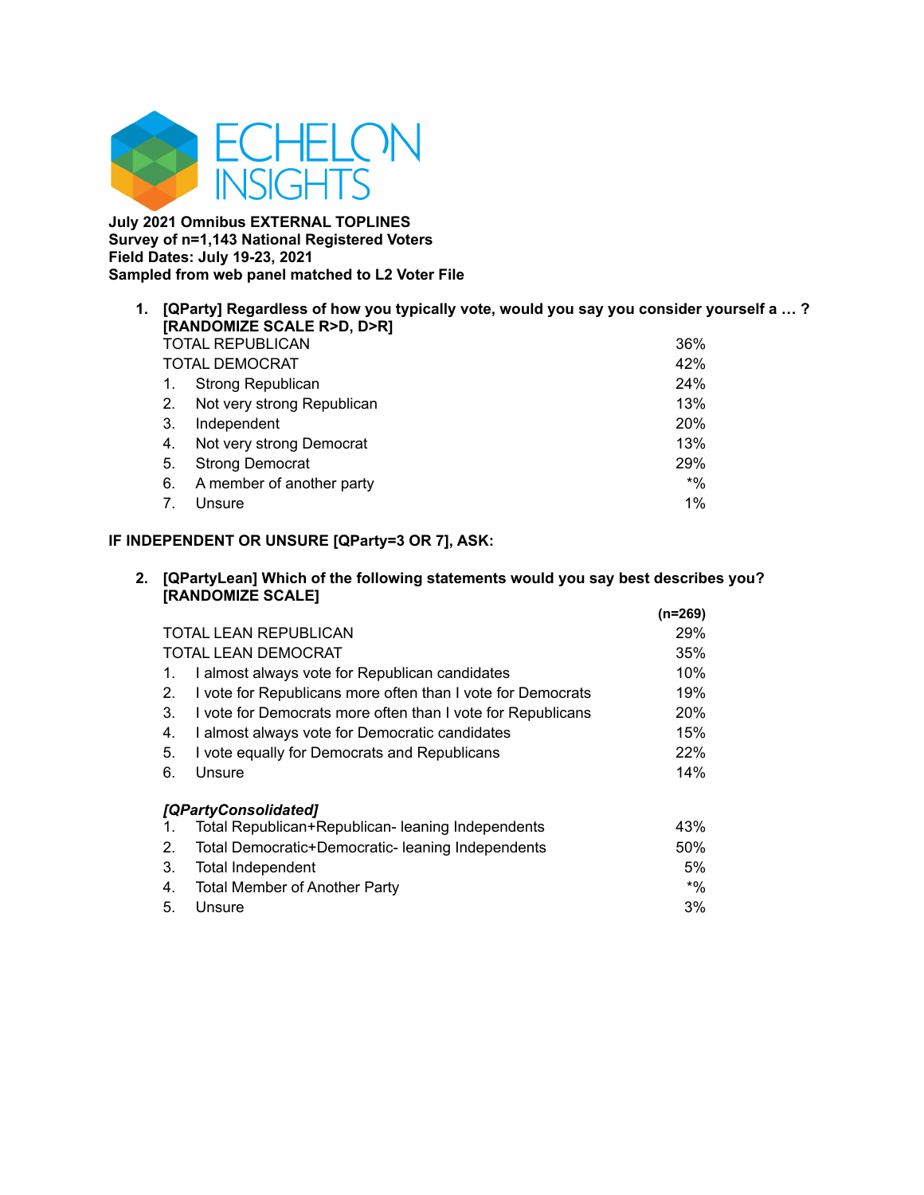**July 2021 Omnibus EXTERNAL TOPLINES**
**Survey of n=1,143 National Registered Voters**
**Field Dates: July 19-23, 2021**
**Sampled from web panel matched to L2 Voter File**

1. **[QParty] Regardless of how you typically vote, would you say you consider yourself a … ?**
   **[RANDOMIZE SCALE R>D, D>R]**

| | |
|---|---|
| TOTAL REPUBLICAN | 36% |
| TOTAL DEMOCRAT | 42% |
| 1. Strong Republican | 24% |
| 2. Not very strong Republican | 13% |
| 3. Independent | 20% |
| 4. Not very strong Democrat | 13% |
| 5. Strong Democrat | 29% |
| 6. A member of another party | *% |
| 7. Unsure | 1% |

**IF INDEPENDENT OR UNSURE [QParty=3 OR 7], ASK:**

2. **[QPartyLean] Which of the following statements would you say best describes you?**
   **[RANDOMIZE SCALE]**

| | **(n=269)** |
|---|---|
| TOTAL LEAN REPUBLICAN | 29% |
| TOTAL LEAN DEMOCRAT | 35% |
| 1. I almost always vote for Republican candidates | 10% |
| 2. I vote for Republicans more often than I vote for Democrats | 19% |
| 3. I vote for Democrats more often than I vote for Republicans | 20% |
| 4. I almost always vote for Democratic candidates | 15% |
| 5. I vote equally for Democrats and Republicans | 22% |
| 6. Unsure | 14% |

***[QPartyConsolidated]***

| | |
|---|---|
| 1. Total Republican+Republican- leaning Independents | 43% |
| 2. Total Democratic+Democratic- leaning Independents | 50% |
| 3. Total Independent | 5% |
| 4. Total Member of Another Party | *% |
| 5. Unsure | 3% |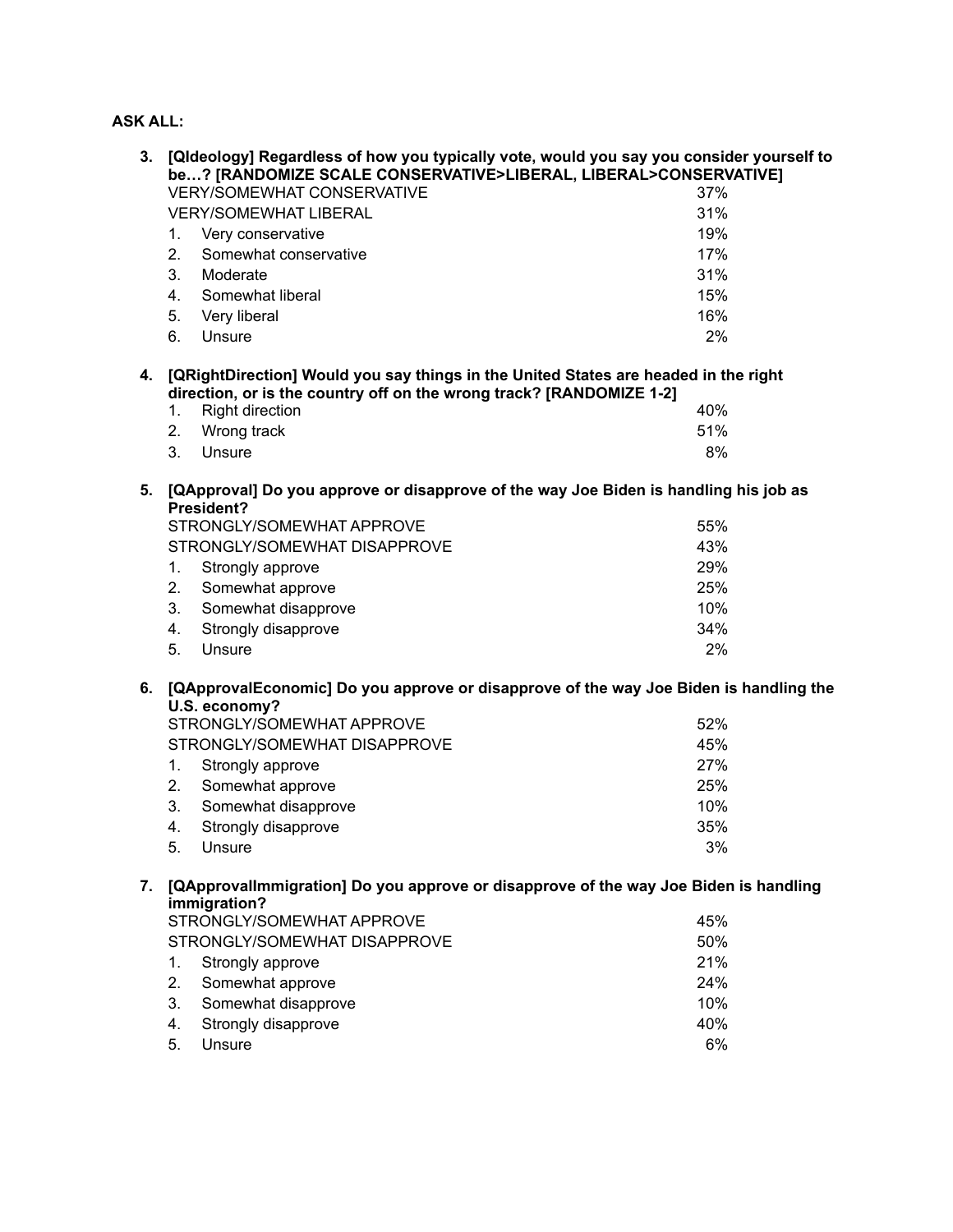**ASK ALL:**

**3. [QIdeology] Regardless of how you typically vote, would you say you consider yourself to be…? [RANDOMIZE SCALE CONSERVATIVE>LIBERAL, LIBERAL>CONSERVATIVE]**

| | |
|---|---|
| VERY/SOMEWHAT CONSERVATIVE | 37% |
| VERY/SOMEWHAT LIBERAL | 31% |
| 1. Very conservative | 19% |
| 2. Somewhat conservative | 17% |
| 3. Moderate | 31% |
| 4. Somewhat liberal | 15% |
| 5. Very liberal | 16% |
| 6. Unsure | 2% |

**4. [QRightDirection] Would you say things in the United States are headed in the right direction, or is the country off on the wrong track? [RANDOMIZE 1-2]**

| | |
|---|---|
| 1. Right direction | 40% |
| 2. Wrong track | 51% |
| 3. Unsure | 8% |

**5. [QApproval] Do you approve or disapprove of the way Joe Biden is handling his job as President?**

| | |
|---|---|
| STRONGLY/SOMEWHAT APPROVE | 55% |
| STRONGLY/SOMEWHAT DISAPPROVE | 43% |
| 1. Strongly approve | 29% |
| 2. Somewhat approve | 25% |
| 3. Somewhat disapprove | 10% |
| 4. Strongly disapprove | 34% |
| 5. Unsure | 2% |

**6. [QApprovalEconomic] Do you approve or disapprove of the way Joe Biden is handling the U.S. economy?**

| | |
|---|---|
| STRONGLY/SOMEWHAT APPROVE | 52% |
| STRONGLY/SOMEWHAT DISAPPROVE | 45% |
| 1. Strongly approve | 27% |
| 2. Somewhat approve | 25% |
| 3. Somewhat disapprove | 10% |
| 4. Strongly disapprove | 35% |
| 5. Unsure | 3% |

**7. [QApprovalImmigration] Do you approve or disapprove of the way Joe Biden is handling immigration?**

| | |
|---|---|
| STRONGLY/SOMEWHAT APPROVE | 45% |
| STRONGLY/SOMEWHAT DISAPPROVE | 50% |
| 1. Strongly approve | 21% |
| 2. Somewhat approve | 24% |
| 3. Somewhat disapprove | 10% |
| 4. Strongly disapprove | 40% |
| 5. Unsure | 6% |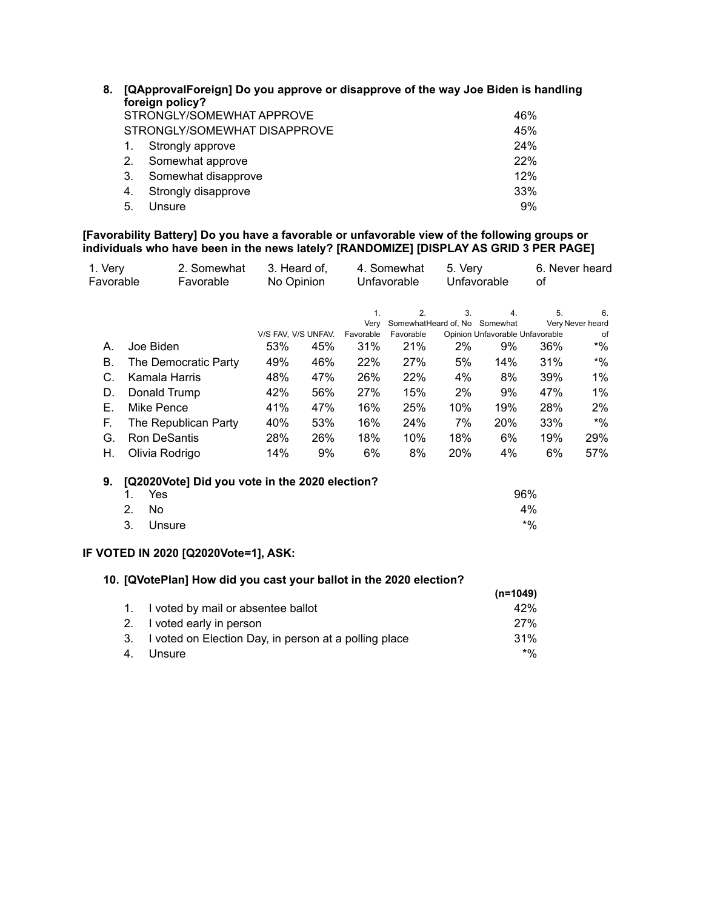**8. [QApprovalForeign] Do you approve or disapprove of the way Joe Biden is handling foreign policy?**

| | | |
|---|---|---|
| | STRONGLY/SOMEWHAT APPROVE | 46% |
| | STRONGLY/SOMEWHAT DISAPPROVE | 45% |
| 1. | Strongly approve | 24% |
| 2. | Somewhat approve | 22% |
| 3. | Somewhat disapprove | 12% |
| 4. | Strongly disapprove | 33% |
| 5. | Unsure | 9% |

**[Favorability Battery] Do you have a favorable or unfavorable view of the following groups or individuals who have been in the news lately? [RANDOMIZE] [DISPLAY AS GRID 3 PER PAGE]**

1. Very Favorable 2. Somewhat Favorable 3. Heard of, No Opinion 4. Somewhat Unfavorable 5. Very Unfavorable 6. Never heard of

| | | V/S FAV. | V/S UNFAV. | 1. Very Favorable | 2. Somewhat Favorable | 3. Heard of, No Opinion | 4. Somewhat Unfavorable | 5. Very Unfavorable | 6. Never heard of |
|---|---|---|---|---|---|---|---|---|---|
| A. | Joe Biden | 53% | 45% | 31% | 21% | 2% | 9% | 36% | *% |
| B. | The Democratic Party | 49% | 46% | 22% | 27% | 5% | 14% | 31% | *% |
| C. | Kamala Harris | 48% | 47% | 26% | 22% | 4% | 8% | 39% | 1% |
| D. | Donald Trump | 42% | 56% | 27% | 15% | 2% | 9% | 47% | 1% |
| E. | Mike Pence | 41% | 47% | 16% | 25% | 10% | 19% | 28% | 2% |
| F. | The Republican Party | 40% | 53% | 16% | 24% | 7% | 20% | 33% | *% |
| G. | Ron DeSantis | 28% | 26% | 18% | 10% | 18% | 6% | 19% | 29% |
| H. | Olivia Rodrigo | 14% | 9% | 6% | 8% | 20% | 4% | 6% | 57% |

**9. [Q2020Vote] Did you vote in the 2020 election?**

| | | |
|---|---|---|
| 1. | Yes | 96% |
| 2. | No | 4% |
| 3. | Unsure | *% |

**IF VOTED IN 2020 [Q2020Vote=1], ASK:**

**10. [QVotePlan] How did you cast your ballot in the 2020 election?**

| | | (n=1049) |
|---|---|---|
| 1. | I voted by mail or absentee ballot | 42% |
| 2. | I voted early in person | 27% |
| 3. | I voted on Election Day, in person at a polling place | 31% |
| 4. | Unsure | *% |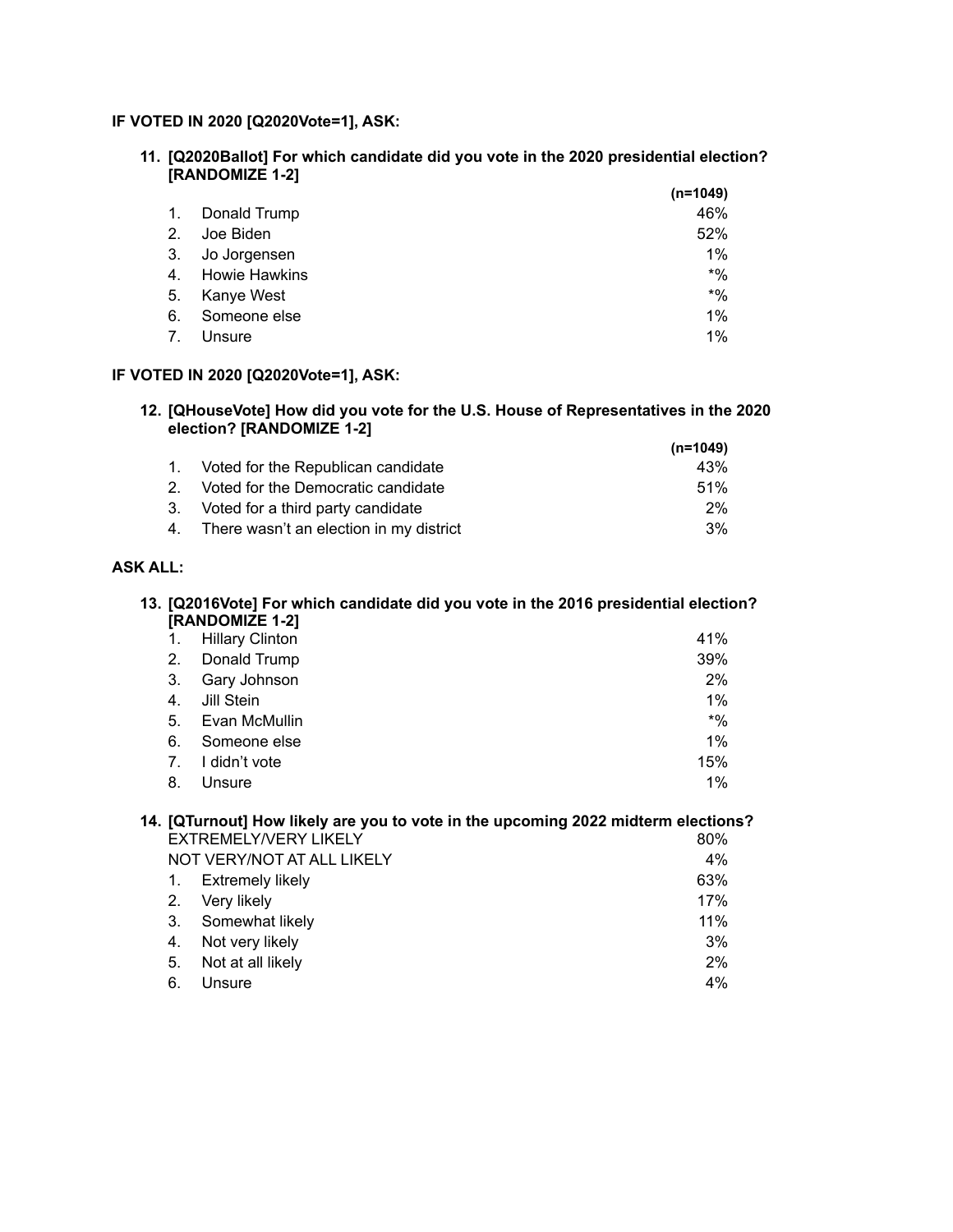**IF VOTED IN 2020 [Q2020Vote=1], ASK:**

**11. [Q2020Ballot] For which candidate did you vote in the 2020 presidential election? [RANDOMIZE 1-2]**

| | (n=1049) |
|---|---|
| 1. Donald Trump | 46% |
| 2. Joe Biden | 52% |
| 3. Jo Jorgensen | 1% |
| 4. Howie Hawkins | *% |
| 5. Kanye West | *% |
| 6. Someone else | 1% |
| 7. Unsure | 1% |

**IF VOTED IN 2020 [Q2020Vote=1], ASK:**

**12. [QHouseVote] How did you vote for the U.S. House of Representatives in the 2020 election? [RANDOMIZE 1-2]**

| | (n=1049) |
|---|---|
| 1. Voted for the Republican candidate | 43% |
| 2. Voted for the Democratic candidate | 51% |
| 3. Voted for a third party candidate | 2% |
| 4. There wasn't an election in my district | 3% |

**ASK ALL:**

**13. [Q2016Vote] For which candidate did you vote in the 2016 presidential election? [RANDOMIZE 1-2]**

| | |
|---|---|
| 1. Hillary Clinton | 41% |
| 2. Donald Trump | 39% |
| 3. Gary Johnson | 2% |
| 4. Jill Stein | 1% |
| 5. Evan McMullin | *% |
| 6. Someone else | 1% |
| 7. I didn't vote | 15% |
| 8. Unsure | 1% |

**14. [QTurnout] How likely are you to vote in the upcoming 2022 midterm elections?**

| | |
|---|---|
| EXTREMELY/VERY LIKELY | 80% |
| NOT VERY/NOT AT ALL LIKELY | 4% |
| 1. Extremely likely | 63% |
| 2. Very likely | 17% |
| 3. Somewhat likely | 11% |
| 4. Not very likely | 3% |
| 5. Not at all likely | 2% |
| 6. Unsure | 4% |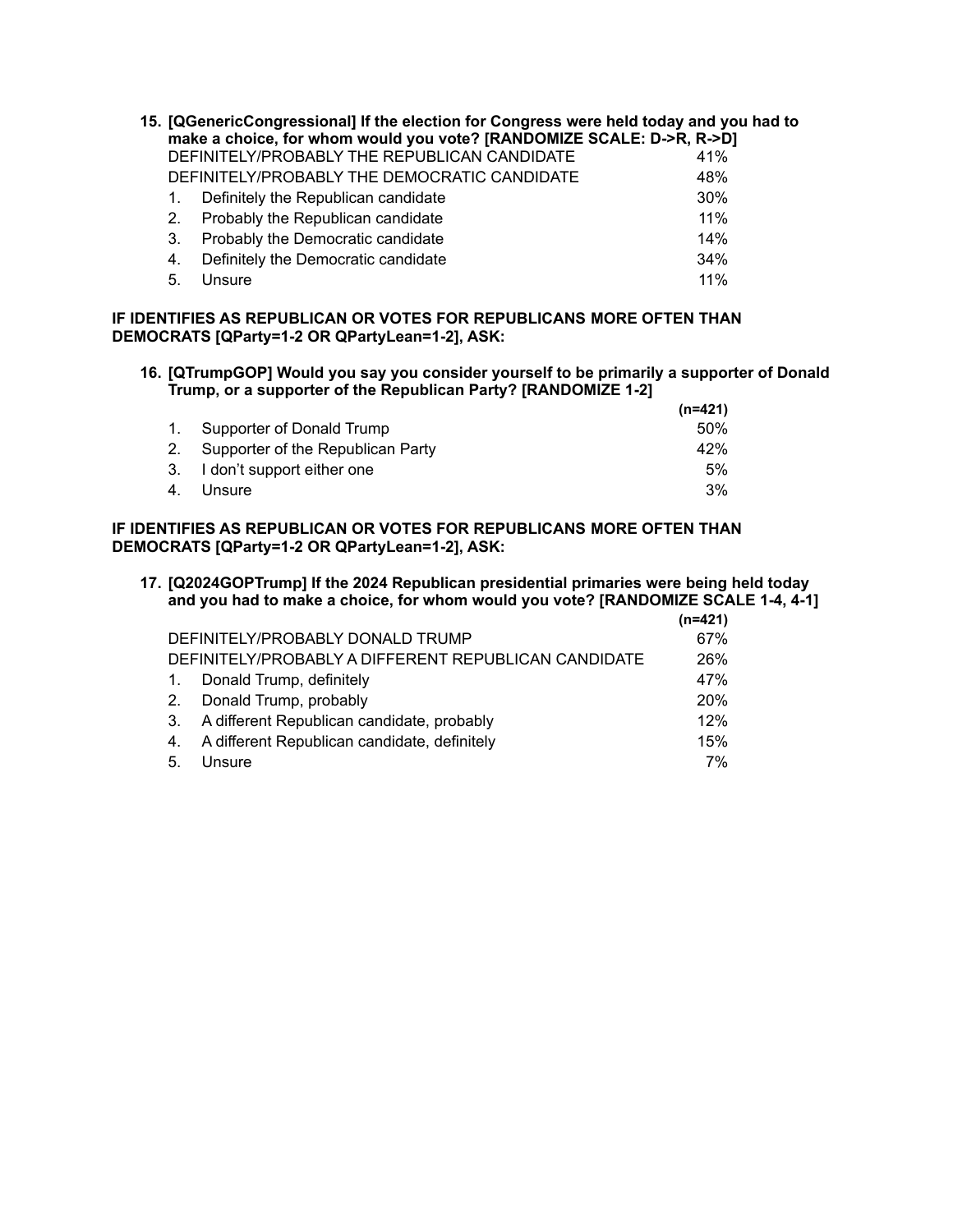**15. [QGenericCongressional] If the election for Congress were held today and you had to make a choice, for whom would you vote? [RANDOMIZE SCALE: D->R, R->D]**

| | |
|---|---|
| DEFINITELY/PROBABLY THE REPUBLICAN CANDIDATE | 41% |
| DEFINITELY/PROBABLY THE DEMOCRATIC CANDIDATE | 48% |
| 1. Definitely the Republican candidate | 30% |
| 2. Probably the Republican candidate | 11% |
| 3. Probably the Democratic candidate | 14% |
| 4. Definitely the Democratic candidate | 34% |
| 5. Unsure | 11% |

**IF IDENTIFIES AS REPUBLICAN OR VOTES FOR REPUBLICANS MORE OFTEN THAN DEMOCRATS [QParty=1-2 OR QPartyLean=1-2], ASK:**

**16. [QTrumpGOP] Would you say you consider yourself to be primarily a supporter of Donald Trump, or a supporter of the Republican Party? [RANDOMIZE 1-2]**

| | **(n=421)** |
|---|---|
| 1. Supporter of Donald Trump | 50% |
| 2. Supporter of the Republican Party | 42% |
| 3. I don't support either one | 5% |
| 4. Unsure | 3% |

**IF IDENTIFIES AS REPUBLICAN OR VOTES FOR REPUBLICANS MORE OFTEN THAN DEMOCRATS [QParty=1-2 OR QPartyLean=1-2], ASK:**

**17. [Q2024GOPTrump] If the 2024 Republican presidential primaries were being held today and you had to make a choice, for whom would you vote? [RANDOMIZE SCALE 1-4, 4-1]**

| | **(n=421)** |
|---|---|
| DEFINITELY/PROBABLY DONALD TRUMP | 67% |
| DEFINITELY/PROBABLY A DIFFERENT REPUBLICAN CANDIDATE | 26% |
| 1. Donald Trump, definitely | 47% |
| 2. Donald Trump, probably | 20% |
| 3. A different Republican candidate, probably | 12% |
| 4. A different Republican candidate, definitely | 15% |
| 5. Unsure | 7% |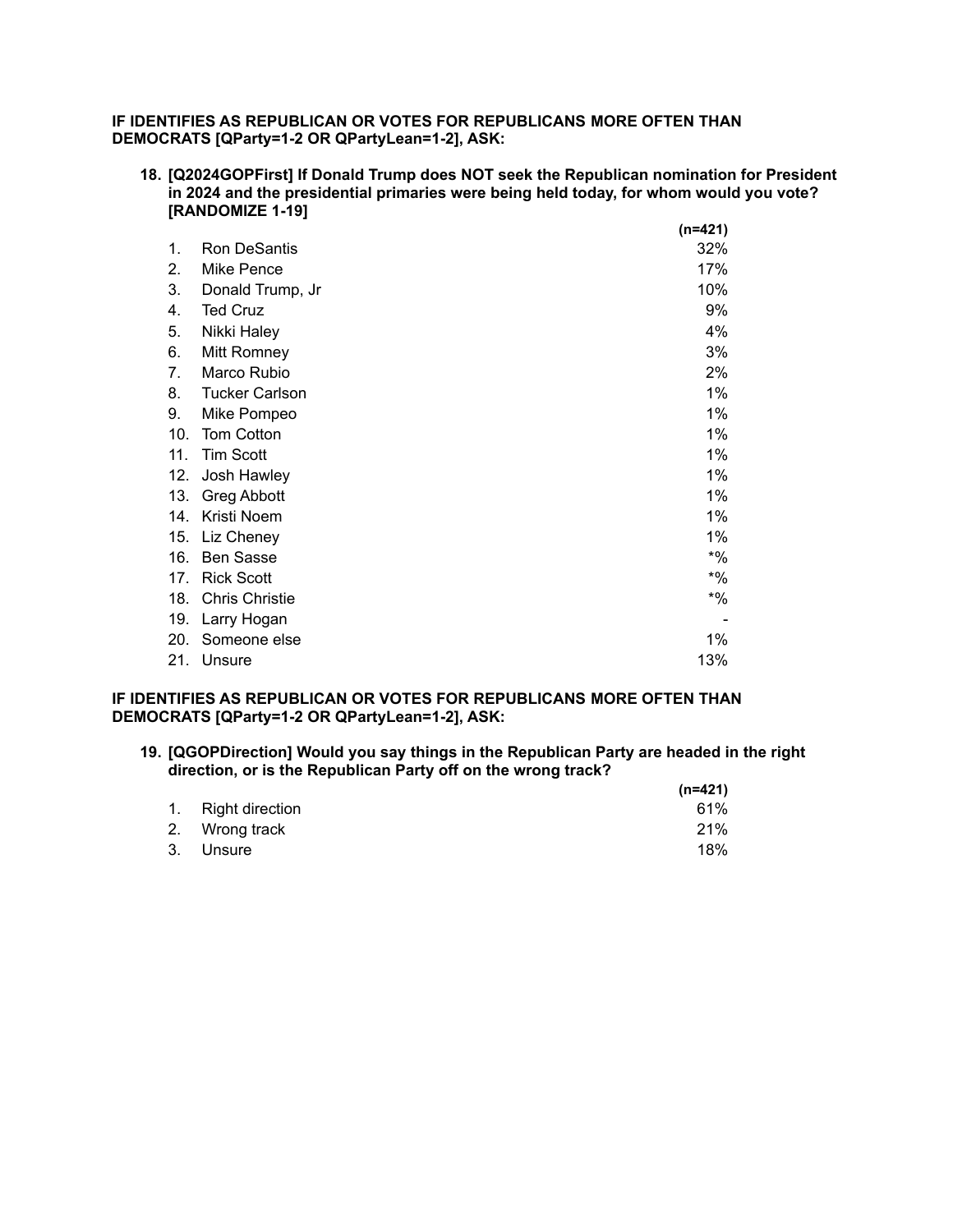**IF IDENTIFIES AS REPUBLICAN OR VOTES FOR REPUBLICANS MORE OFTEN THAN DEMOCRATS [QParty=1-2 OR QPartyLean=1-2], ASK:**

**18. [Q2024GOPFirst] If Donald Trump does NOT seek the Republican nomination for President in 2024 and the presidential primaries were being held today, for whom would you vote? [RANDOMIZE 1-19]**

| | | (n=421) |
|---|---|---|
| 1. | Ron DeSantis | 32% |
| 2. | Mike Pence | 17% |
| 3. | Donald Trump, Jr | 10% |
| 4. | Ted Cruz | 9% |
| 5. | Nikki Haley | 4% |
| 6. | Mitt Romney | 3% |
| 7. | Marco Rubio | 2% |
| 8. | Tucker Carlson | 1% |
| 9. | Mike Pompeo | 1% |
| 10. | Tom Cotton | 1% |
| 11. | Tim Scott | 1% |
| 12. | Josh Hawley | 1% |
| 13. | Greg Abbott | 1% |
| 14. | Kristi Noem | 1% |
| 15. | Liz Cheney | 1% |
| 16. | Ben Sasse | *% |
| 17. | Rick Scott | *% |
| 18. | Chris Christie | *% |
| 19. | Larry Hogan | - |
| 20. | Someone else | 1% |
| 21. | Unsure | 13% |

**IF IDENTIFIES AS REPUBLICAN OR VOTES FOR REPUBLICANS MORE OFTEN THAN DEMOCRATS [QParty=1-2 OR QPartyLean=1-2], ASK:**

**19. [QGOPDirection] Would you say things in the Republican Party are headed in the right direction, or is the Republican Party off on the wrong track?**

| | | (n=421) |
|---|---|---|
| 1. | Right direction | 61% |
| 2. | Wrong track | 21% |
| 3. | Unsure | 18% |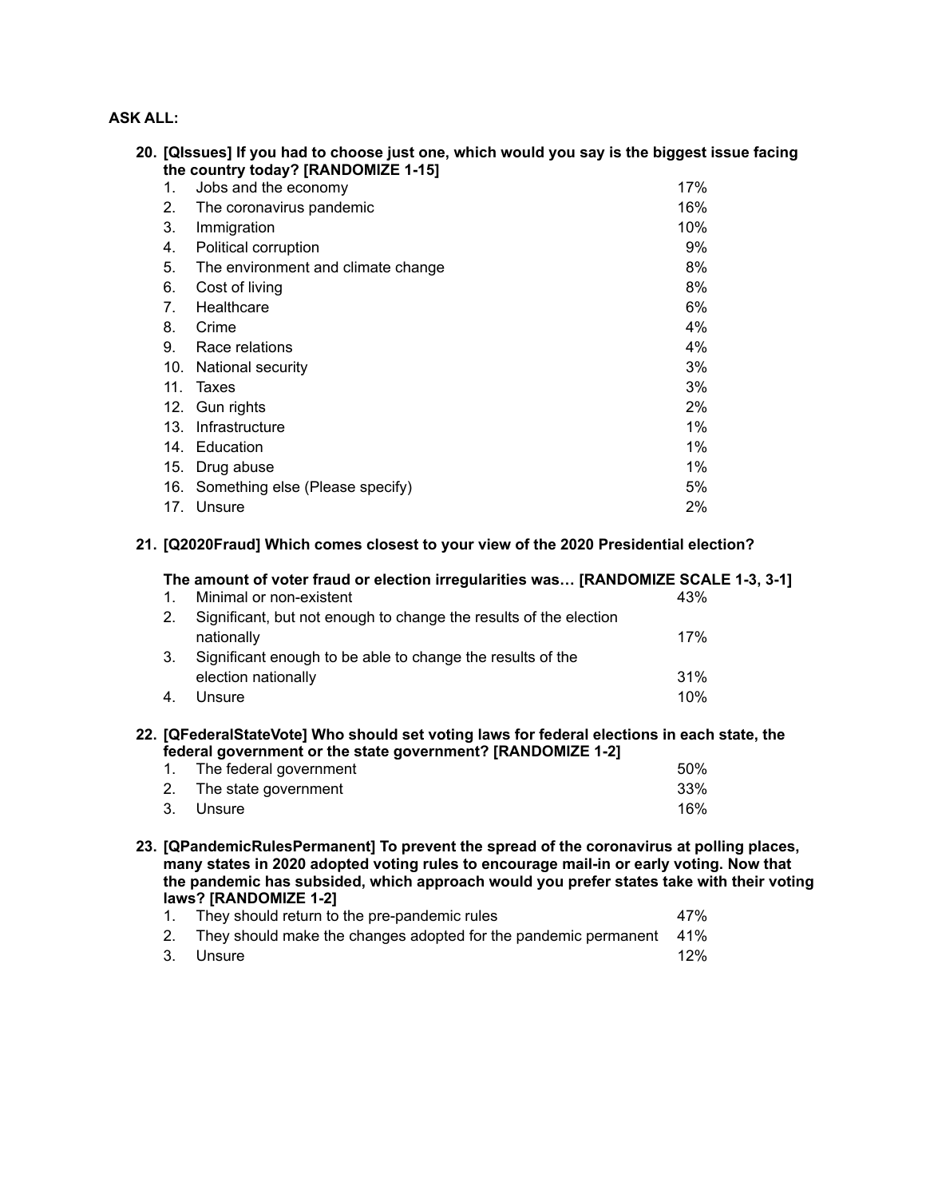**ASK ALL:**

**20. [QIssues] If you had to choose just one, which would you say is the biggest issue facing the country today? [RANDOMIZE 1-15]**

| | | |
|---|---|---|
| 1. | Jobs and the economy | 17% |
| 2. | The coronavirus pandemic | 16% |
| 3. | Immigration | 10% |
| 4. | Political corruption | 9% |
| 5. | The environment and climate change | 8% |
| 6. | Cost of living | 8% |
| 7. | Healthcare | 6% |
| 8. | Crime | 4% |
| 9. | Race relations | 4% |
| 10. | National security | 3% |
| 11. | Taxes | 3% |
| 12. | Gun rights | 2% |
| 13. | Infrastructure | 1% |
| 14. | Education | 1% |
| 15. | Drug abuse | 1% |
| 16. | Something else (Please specify) | 5% |
| 17. | Unsure | 2% |

**21. [Q2020Fraud] Which comes closest to your view of the 2020 Presidential election?**

**The amount of voter fraud or election irregularities was… [RANDOMIZE SCALE 1-3, 3-1]**

| | | |
|---|---|---|
| 1. | Minimal or non-existent | 43% |
| 2. | Significant, but not enough to change the results of the election nationally | 17% |
| 3. | Significant enough to be able to change the results of the election nationally | 31% |
| 4. | Unsure | 10% |

**22. [QFederalStateVote] Who should set voting laws for federal elections in each state, the federal government or the state government? [RANDOMIZE 1-2]**

| | | |
|---|---|---|
| 1. | The federal government | 50% |
| 2. | The state government | 33% |
| 3. | Unsure | 16% |

**23. [QPandemicRulesPermanent] To prevent the spread of the coronavirus at polling places, many states in 2020 adopted voting rules to encourage mail-in or early voting. Now that the pandemic has subsided, which approach would you prefer states take with their voting laws? [RANDOMIZE 1-2]**

| | | |
|---|---|---|
| 1. | They should return to the pre-pandemic rules | 47% |
| 2. | They should make the changes adopted for the pandemic permanent | 41% |
| 3. | Unsure | 12% |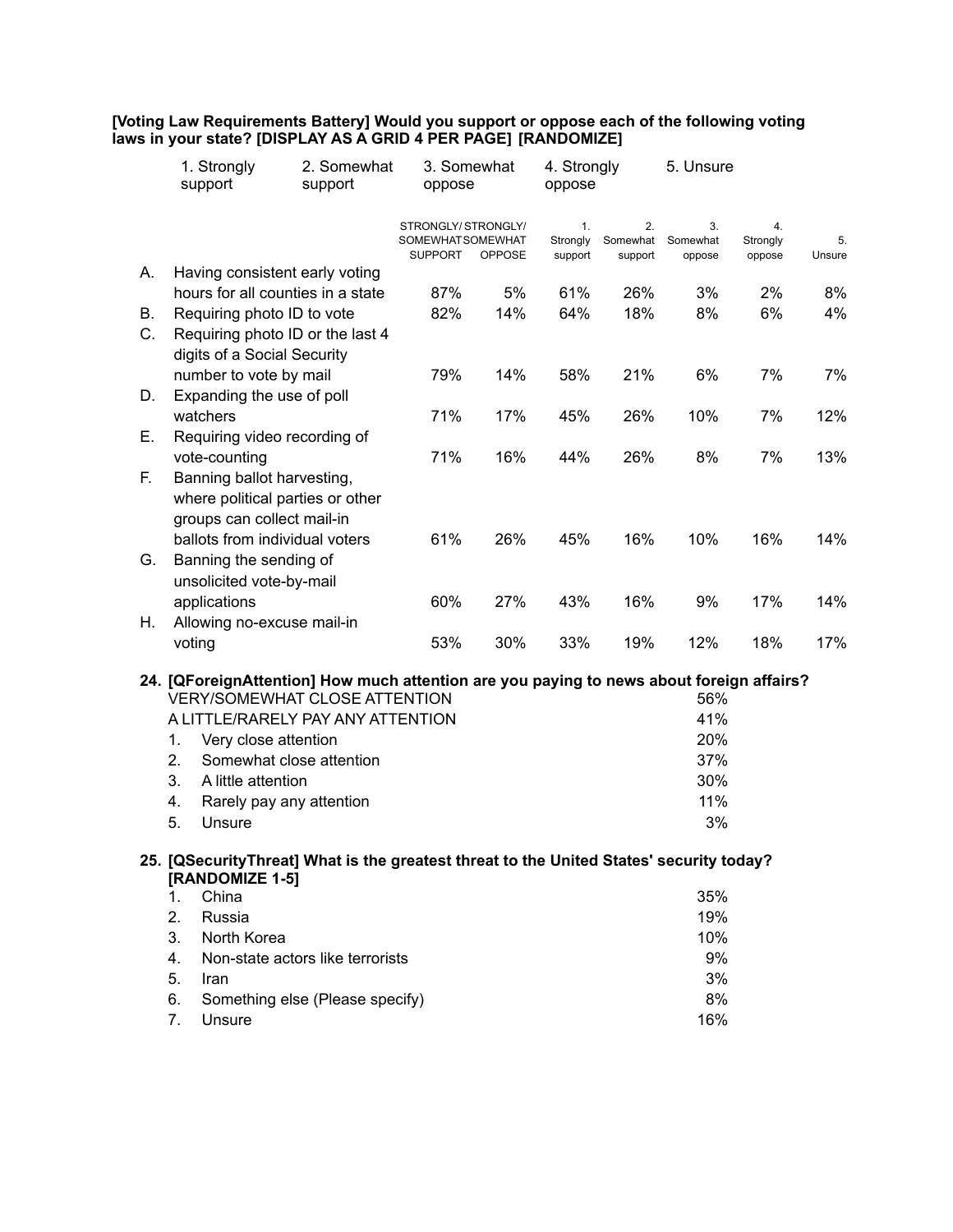**[Voting Law Requirements Battery] Would you support or oppose each of the following voting laws in your state? [DISPLAY AS A GRID 4 PER PAGE] [RANDOMIZE]**

1. Strongly support 2. Somewhat support 3. Somewhat oppose 4. Strongly oppose 5. Unsure

| | | STRONGLY/ SOMEWHAT SUPPORT | STRONGLY/ SOMEWHAT OPPOSE | 1. Strongly support | 2. Somewhat support | 3. Somewhat oppose | 4. Strongly oppose | 5. Unsure |
|---|---|---|---|---|---|---|---|---|
| A. | Having consistent early voting hours for all counties in a state | 87% | 5% | 61% | 26% | 3% | 2% | 8% |
| B. | Requiring photo ID to vote | 82% | 14% | 64% | 18% | 8% | 6% | 4% |
| C. | Requiring photo ID or the last 4 digits of a Social Security number to vote by mail | 79% | 14% | 58% | 21% | 6% | 7% | 7% |
| D. | Expanding the use of poll watchers | 71% | 17% | 45% | 26% | 10% | 7% | 12% |
| E. | Requiring video recording of vote-counting | 71% | 16% | 44% | 26% | 8% | 7% | 13% |
| F. | Banning ballot harvesting, where political parties or other groups can collect mail-in ballots from individual voters | 61% | 26% | 45% | 16% | 10% | 16% | 14% |
| G. | Banning the sending of unsolicited vote-by-mail applications | 60% | 27% | 43% | 16% | 9% | 17% | 14% |
| H. | Allowing no-excuse mail-in voting | 53% | 30% | 33% | 19% | 12% | 18% | 17% |

**24. [QForeignAttention] How much attention are you paying to news about foreign affairs?**

| | |
|---|---|
| VERY/SOMEWHAT CLOSE ATTENTION | 56% |
| A LITTLE/RARELY PAY ANY ATTENTION | 41% |
| 1. Very close attention | 20% |
| 2. Somewhat close attention | 37% |
| 3. A little attention | 30% |
| 4. Rarely pay any attention | 11% |
| 5. Unsure | 3% |

**25. [QSecurityThreat] What is the greatest threat to the United States' security today? [RANDOMIZE 1-5]**

| | |
|---|---|
| 1. China | 35% |
| 2. Russia | 19% |
| 3. North Korea | 10% |
| 4. Non-state actors like terrorists | 9% |
| 5. Iran | 3% |
| 6. Something else (Please specify) | 8% |
| 7. Unsure | 16% |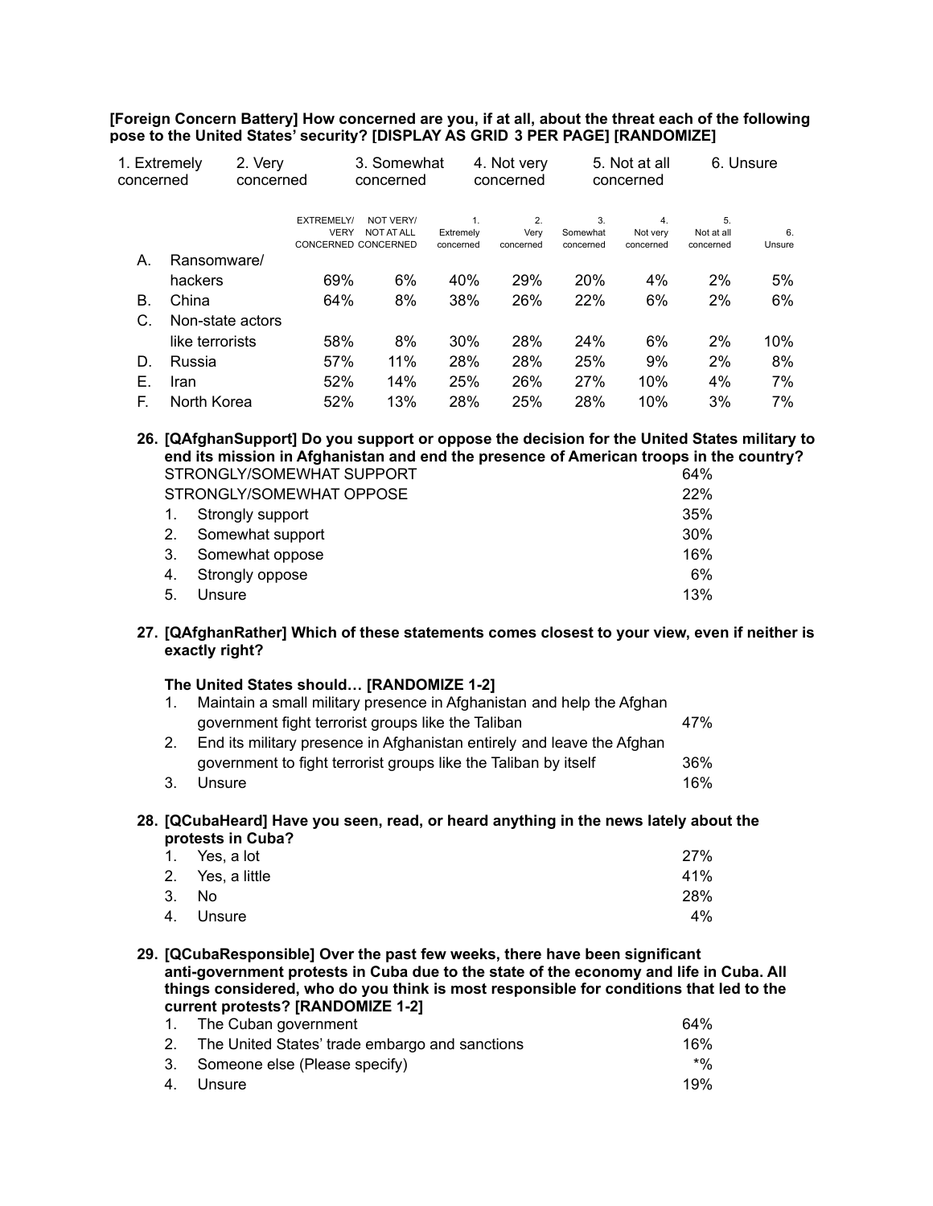**[Foreign Concern Battery] How concerned are you, if at all, about the threat each of the following pose to the United States' security? [DISPLAY AS GRID 3 PER PAGE] [RANDOMIZE]**

1. Extremely concerned 2. Very concerned 3. Somewhat concerned 4. Not very concerned 5. Not at all concerned 6. Unsure

| | | EXTREMELY/ VERY CONCERNED | NOT VERY/ NOT AT ALL CONCERNED | 1. Extremely concerned | 2. Very concerned | 3. Somewhat concerned | 4. Not very concerned | 5. Not at all concerned | 6. Unsure |
|---|---|---|---|---|---|---|---|---|---|
| A. | Ransomware/ hackers | 69% | 6% | 40% | 29% | 20% | 4% | 2% | 5% |
| B. | China | 64% | 8% | 38% | 26% | 22% | 6% | 2% | 6% |
| C. | Non-state actors like terrorists | 58% | 8% | 30% | 28% | 24% | 6% | 2% | 10% |
| D. | Russia | 57% | 11% | 28% | 28% | 25% | 9% | 2% | 8% |
| E. | Iran | 52% | 14% | 25% | 26% | 27% | 10% | 4% | 7% |
| F. | North Korea | 52% | 13% | 28% | 25% | 28% | 10% | 3% | 7% |

**26. [QAfghanSupport] Do you support or oppose the decision for the United States military to end its mission in Afghanistan and end the presence of American troops in the country?**

| | |
|---|---|
| STRONGLY/SOMEWHAT SUPPORT | 64% |
| STRONGLY/SOMEWHAT OPPOSE | 22% |
| 1. Strongly support | 35% |
| 2. Somewhat support | 30% |
| 3. Somewhat oppose | 16% |
| 4. Strongly oppose | 6% |
| 5. Unsure | 13% |

**27. [QAfghanRather] Which of these statements comes closest to your view, even if neither is exactly right?**

**The United States should… [RANDOMIZE 1-2]**

| | |
|---|---|
| 1. Maintain a small military presence in Afghanistan and help the Afghan government fight terrorist groups like the Taliban | 47% |
| 2. End its military presence in Afghanistan entirely and leave the Afghan government to fight terrorist groups like the Taliban by itself | 36% |
| 3. Unsure | 16% |

**28. [QCubaHeard] Have you seen, read, or heard anything in the news lately about the protests in Cuba?**

| | |
|---|---|
| 1. Yes, a lot | 27% |
| 2. Yes, a little | 41% |
| 3. No | 28% |
| 4. Unsure | 4% |

**29. [QCubaResponsible] Over the past few weeks, there have been significant anti-government protests in Cuba due to the state of the economy and life in Cuba. All things considered, who do you think is most responsible for conditions that led to the current protests? [RANDOMIZE 1-2]**

| | |
|---|---|
| 1. The Cuban government | 64% |
| 2. The United States' trade embargo and sanctions | 16% |
| 3. Someone else (Please specify) | *% |
| 4. Unsure | 19% |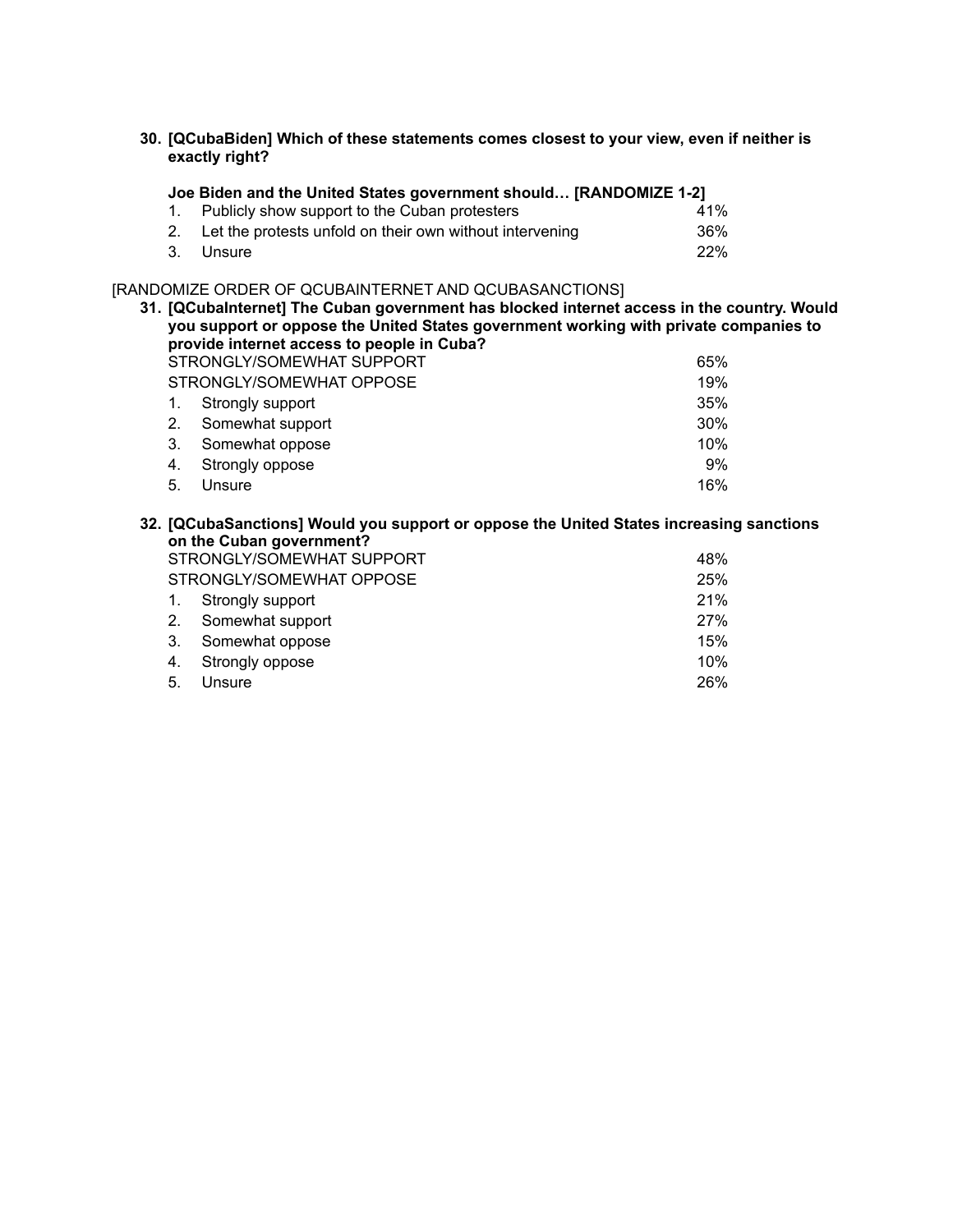**30. [QCubaBiden] Which of these statements comes closest to your view, even if neither is exactly right?**

**Joe Biden and the United States government should… [RANDOMIZE 1-2]**

| | | |
|---|---|---|
| 1. | Publicly show support to the Cuban protesters | 41% |
| 2. | Let the protests unfold on their own without intervening | 36% |
| 3. | Unsure | 22% |

[RANDOMIZE ORDER OF QCUBAINTERNET AND QCUBASANCTIONS]

**31. [QCubaInternet] The Cuban government has blocked internet access in the country. Would you support or oppose the United States government working with private companies to provide internet access to people in Cuba?**

| | | |
|---|---|---|
| | STRONGLY/SOMEWHAT SUPPORT | 65% |
| | STRONGLY/SOMEWHAT OPPOSE | 19% |
| 1. | Strongly support | 35% |
| 2. | Somewhat support | 30% |
| 3. | Somewhat oppose | 10% |
| 4. | Strongly oppose | 9% |
| 5. | Unsure | 16% |

**32. [QCubaSanctions] Would you support or oppose the United States increasing sanctions on the Cuban government?**

| | | |
|---|---|---|
| | STRONGLY/SOMEWHAT SUPPORT | 48% |
| | STRONGLY/SOMEWHAT OPPOSE | 25% |
| 1. | Strongly support | 21% |
| 2. | Somewhat support | 27% |
| 3. | Somewhat oppose | 15% |
| 4. | Strongly oppose | 10% |
| 5. | Unsure | 26% |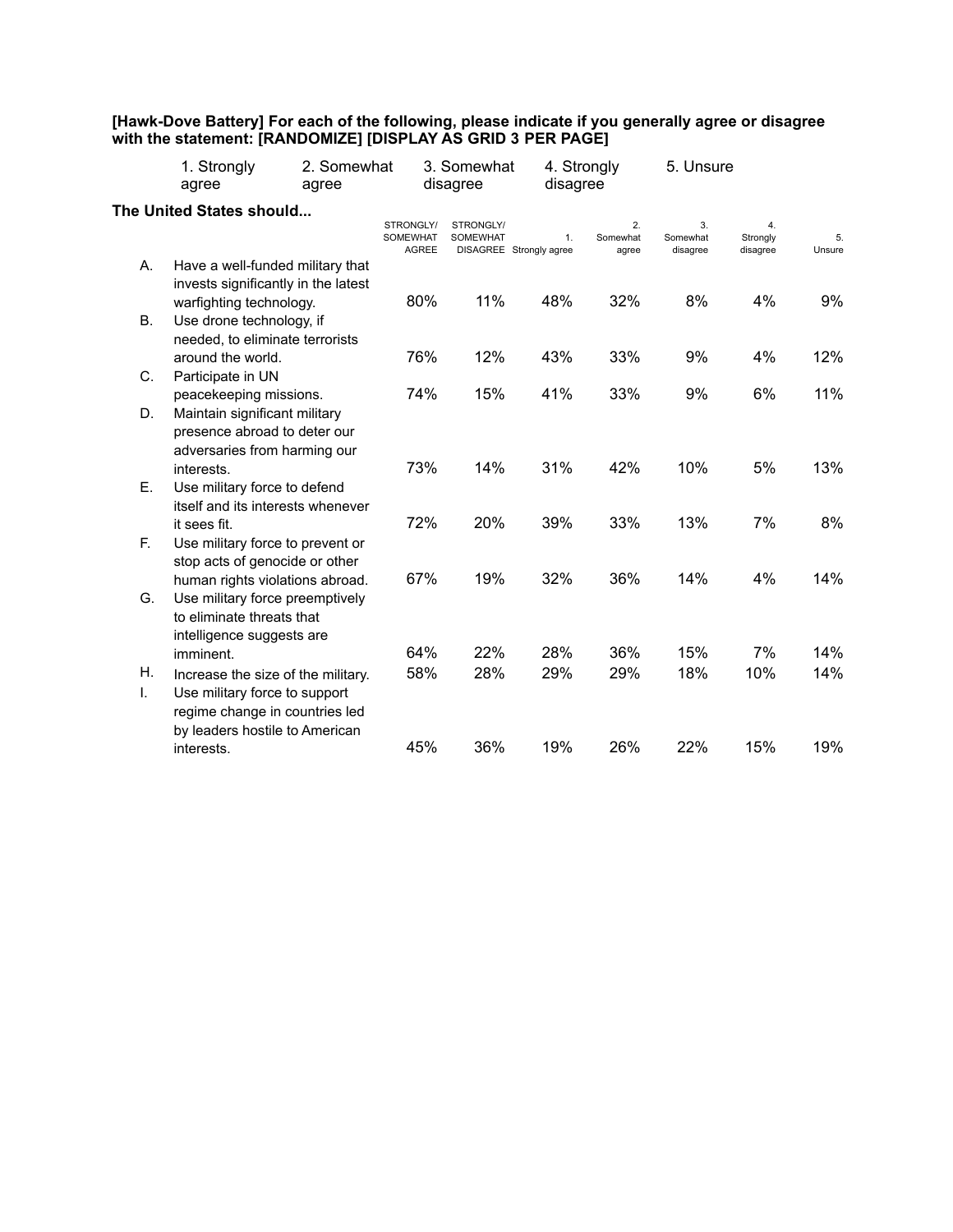**[Hawk-Dove Battery] For each of the following, please indicate if you generally agree or disagree with the statement: [RANDOMIZE] [DISPLAY AS GRID 3 PER PAGE]**

1. Strongly agree 2. Somewhat agree 3. Somewhat disagree 4. Strongly disagree 5. Unsure

**The United States should...**

| | | STRONGLY/ SOMEWHAT AGREE | STRONGLY/ SOMEWHAT DISAGREE | 1. Strongly agree | 2. Somewhat agree | 3. Somewhat disagree | 4. Strongly disagree | 5. Unsure |
|---|---|---|---|---|---|---|---|---|
| A. | Have a well-funded military that invests significantly in the latest warfighting technology. | 80% | 11% | 48% | 32% | 8% | 4% | 9% |
| B. | Use drone technology, if needed, to eliminate terrorists around the world. | 76% | 12% | 43% | 33% | 9% | 4% | 12% |
| C. | Participate in UN peacekeeping missions. | 74% | 15% | 41% | 33% | 9% | 6% | 11% |
| D. | Maintain significant military presence abroad to deter our adversaries from harming our interests. | 73% | 14% | 31% | 42% | 10% | 5% | 13% |
| E. | Use military force to defend itself and its interests whenever it sees fit. | 72% | 20% | 39% | 33% | 13% | 7% | 8% |
| F. | Use military force to prevent or stop acts of genocide or other human rights violations abroad. | 67% | 19% | 32% | 36% | 14% | 4% | 14% |
| G. | Use military force preemptively to eliminate threats that intelligence suggests are imminent. | 64% | 22% | 28% | 36% | 15% | 7% | 14% |
| H. | Increase the size of the military. | 58% | 28% | 29% | 29% | 18% | 10% | 14% |
| I. | Use military force to support regime change in countries led by leaders hostile to American interests. | 45% | 36% | 19% | 26% | 22% | 15% | 19% |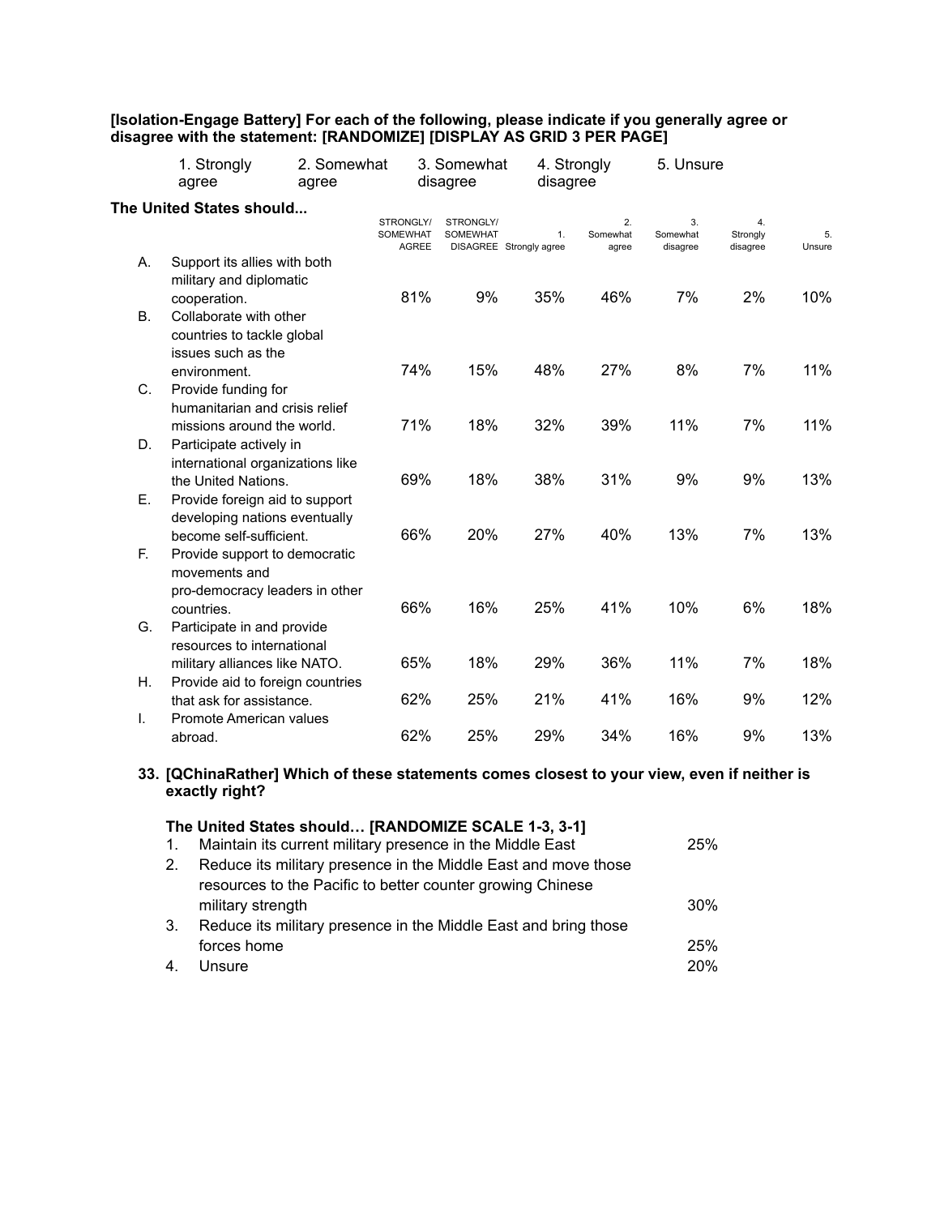**[Isolation-Engage Battery] For each of the following, please indicate if you generally agree or disagree with the statement: [RANDOMIZE] [DISPLAY AS GRID 3 PER PAGE]**

1. Strongly agree 2. Somewhat agree 3. Somewhat disagree 4. Strongly disagree 5. Unsure

**The United States should...**

| | | STRONGLY/ SOMEWHAT AGREE | STRONGLY/ SOMEWHAT DISAGREE | 1. Strongly agree | 2. Somewhat agree | 3. Somewhat disagree | 4. Strongly disagree | 5. Unsure |
|---|---|---|---|---|---|---|---|---|
| A. | Support its allies with both military and diplomatic cooperation. | 81% | 9% | 35% | 46% | 7% | 2% | 10% |
| B. | Collaborate with other countries to tackle global issues such as the environment. | 74% | 15% | 48% | 27% | 8% | 7% | 11% |
| C. | Provide funding for humanitarian and crisis relief missions around the world. | 71% | 18% | 32% | 39% | 11% | 7% | 11% |
| D. | Participate actively in international organizations like the United Nations. | 69% | 18% | 38% | 31% | 9% | 9% | 13% |
| E. | Provide foreign aid to support developing nations eventually become self-sufficient. | 66% | 20% | 27% | 40% | 13% | 7% | 13% |
| F. | Provide support to democratic movements and pro-democracy leaders in other countries. | 66% | 16% | 25% | 41% | 10% | 6% | 18% |
| G. | Participate in and provide resources to international military alliances like NATO. | 65% | 18% | 29% | 36% | 11% | 7% | 18% |
| H. | Provide aid to foreign countries that ask for assistance. | 62% | 25% | 21% | 41% | 16% | 9% | 12% |
| I. | Promote American values abroad. | 62% | 25% | 29% | 34% | 16% | 9% | 13% |

**33. [QChinaRather] Which of these statements comes closest to your view, even if neither is exactly right?**

**The United States should… [RANDOMIZE SCALE 1-3, 3-1]**

| | | |
|---|---|---|
| 1. | Maintain its current military presence in the Middle East | 25% |
| 2. | Reduce its military presence in the Middle East and move those resources to the Pacific to better counter growing Chinese military strength | 30% |
| 3. | Reduce its military presence in the Middle East and bring those forces home | 25% |
| 4. | Unsure | 20% |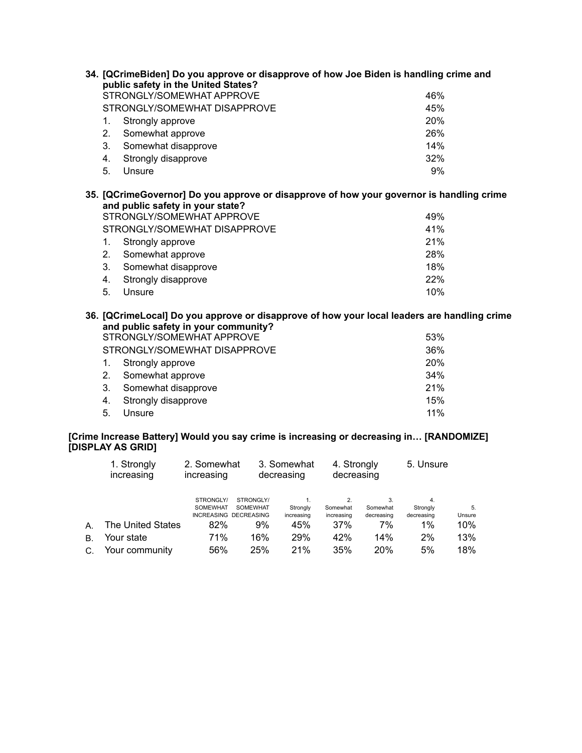**34. [QCrimeBiden] Do you approve or disapprove of how Joe Biden is handling crime and public safety in the United States?**

| | |
|---|---|
| STRONGLY/SOMEWHAT APPROVE | 46% |
| STRONGLY/SOMEWHAT DISAPPROVE | 45% |
| 1. Strongly approve | 20% |
| 2. Somewhat approve | 26% |
| 3. Somewhat disapprove | 14% |
| 4. Strongly disapprove | 32% |
| 5. Unsure | 9% |

**35. [QCrimeGovernor] Do you approve or disapprove of how your governor is handling crime and public safety in your state?**

| | |
|---|---|
| STRONGLY/SOMEWHAT APPROVE | 49% |
| STRONGLY/SOMEWHAT DISAPPROVE | 41% |
| 1. Strongly approve | 21% |
| 2. Somewhat approve | 28% |
| 3. Somewhat disapprove | 18% |
| 4. Strongly disapprove | 22% |
| 5. Unsure | 10% |

**36. [QCrimeLocal] Do you approve or disapprove of how your local leaders are handling crime and public safety in your community?**

| | |
|---|---|
| STRONGLY/SOMEWHAT APPROVE | 53% |
| STRONGLY/SOMEWHAT DISAPPROVE | 36% |
| 1. Strongly approve | 20% |
| 2. Somewhat approve | 34% |
| 3. Somewhat disapprove | 21% |
| 4. Strongly disapprove | 15% |
| 5. Unsure | 11% |

**[Crime Increase Battery] Would you say crime is increasing or decreasing in… [RANDOMIZE] [DISPLAY AS GRID]**

1. Strongly increasing 2. Somewhat increasing 3. Somewhat decreasing 4. Strongly decreasing 5. Unsure

| | STRONGLY/ SOMEWHAT INCREASING | STRONGLY/ SOMEWHAT DECREASING | 1. Strongly increasing | 2. Somewhat increasing | 3. Somewhat decreasing | 4. Strongly decreasing | 5. Unsure |
|---|---|---|---|---|---|---|---|
| A. The United States | 82% | 9% | 45% | 37% | 7% | 1% | 10% |
| B. Your state | 71% | 16% | 29% | 42% | 14% | 2% | 13% |
| C. Your community | 56% | 25% | 21% | 35% | 20% | 5% | 18% |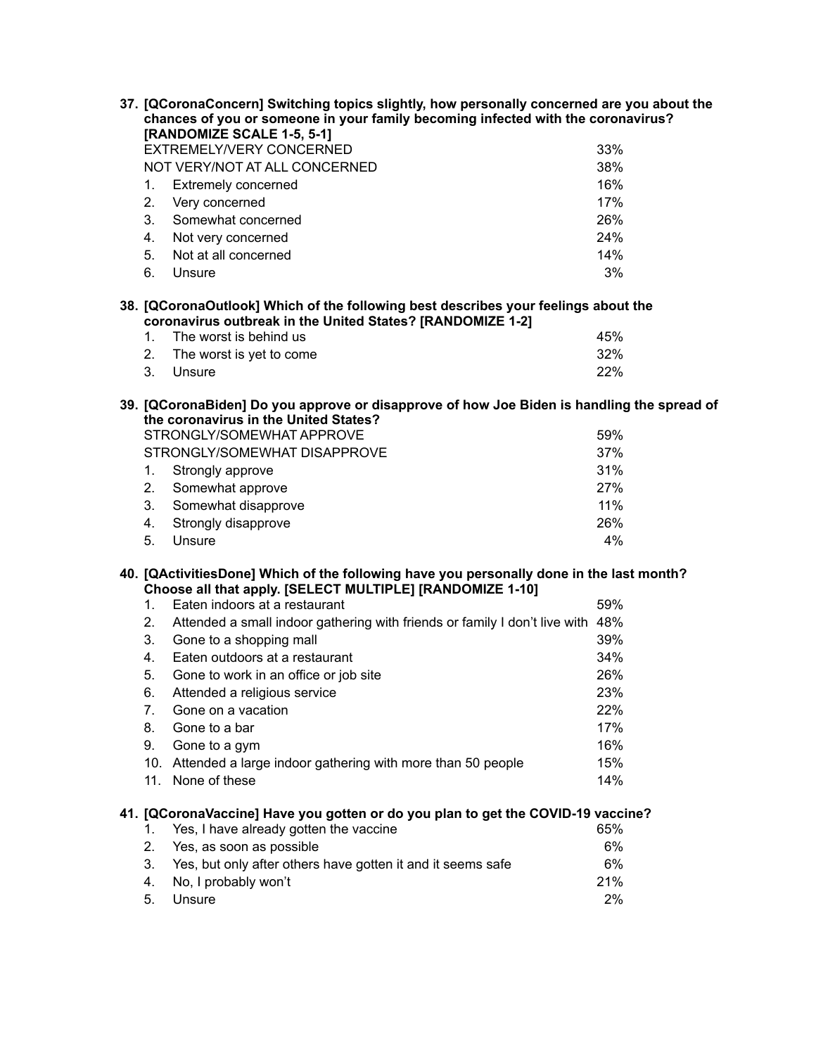**37. [QCoronaConcern] Switching topics slightly, how personally concerned are you about the chances of you or someone in your family becoming infected with the coronavirus? [RANDOMIZE SCALE 1-5, 5-1]**

| | |
|---|---|
| EXTREMELY/VERY CONCERNED | 33% |
| NOT VERY/NOT AT ALL CONCERNED | 38% |
| 1. Extremely concerned | 16% |
| 2. Very concerned | 17% |
| 3. Somewhat concerned | 26% |
| 4. Not very concerned | 24% |
| 5. Not at all concerned | 14% |
| 6. Unsure | 3% |

**38. [QCoronaOutlook] Which of the following best describes your feelings about the coronavirus outbreak in the United States? [RANDOMIZE 1-2]**

| | |
|---|---|
| 1. The worst is behind us | 45% |
| 2. The worst is yet to come | 32% |
| 3. Unsure | 22% |

**39. [QCoronaBiden] Do you approve or disapprove of how Joe Biden is handling the spread of the coronavirus in the United States?**

| | |
|---|---|
| STRONGLY/SOMEWHAT APPROVE | 59% |
| STRONGLY/SOMEWHAT DISAPPROVE | 37% |
| 1. Strongly approve | 31% |
| 2. Somewhat approve | 27% |
| 3. Somewhat disapprove | 11% |
| 4. Strongly disapprove | 26% |
| 5. Unsure | 4% |

**40. [QActivitiesDone] Which of the following have you personally done in the last month? Choose all that apply. [SELECT MULTIPLE] [RANDOMIZE 1-10]**

| | |
|---|---|
| 1. Eaten indoors at a restaurant | 59% |
| 2. Attended a small indoor gathering with friends or family I don't live with | 48% |
| 3. Gone to a shopping mall | 39% |
| 4. Eaten outdoors at a restaurant | 34% |
| 5. Gone to work in an office or job site | 26% |
| 6. Attended a religious service | 23% |
| 7. Gone on a vacation | 22% |
| 8. Gone to a bar | 17% |
| 9. Gone to a gym | 16% |
| 10. Attended a large indoor gathering with more than 50 people | 15% |
| 11. None of these | 14% |

**41. [QCoronaVaccine] Have you gotten or do you plan to get the COVID-19 vaccine?**

| | |
|---|---|
| 1. Yes, I have already gotten the vaccine | 65% |
| 2. Yes, as soon as possible | 6% |
| 3. Yes, but only after others have gotten it and it seems safe | 6% |
| 4. No, I probably won't | 21% |
| 5. Unsure | 2% |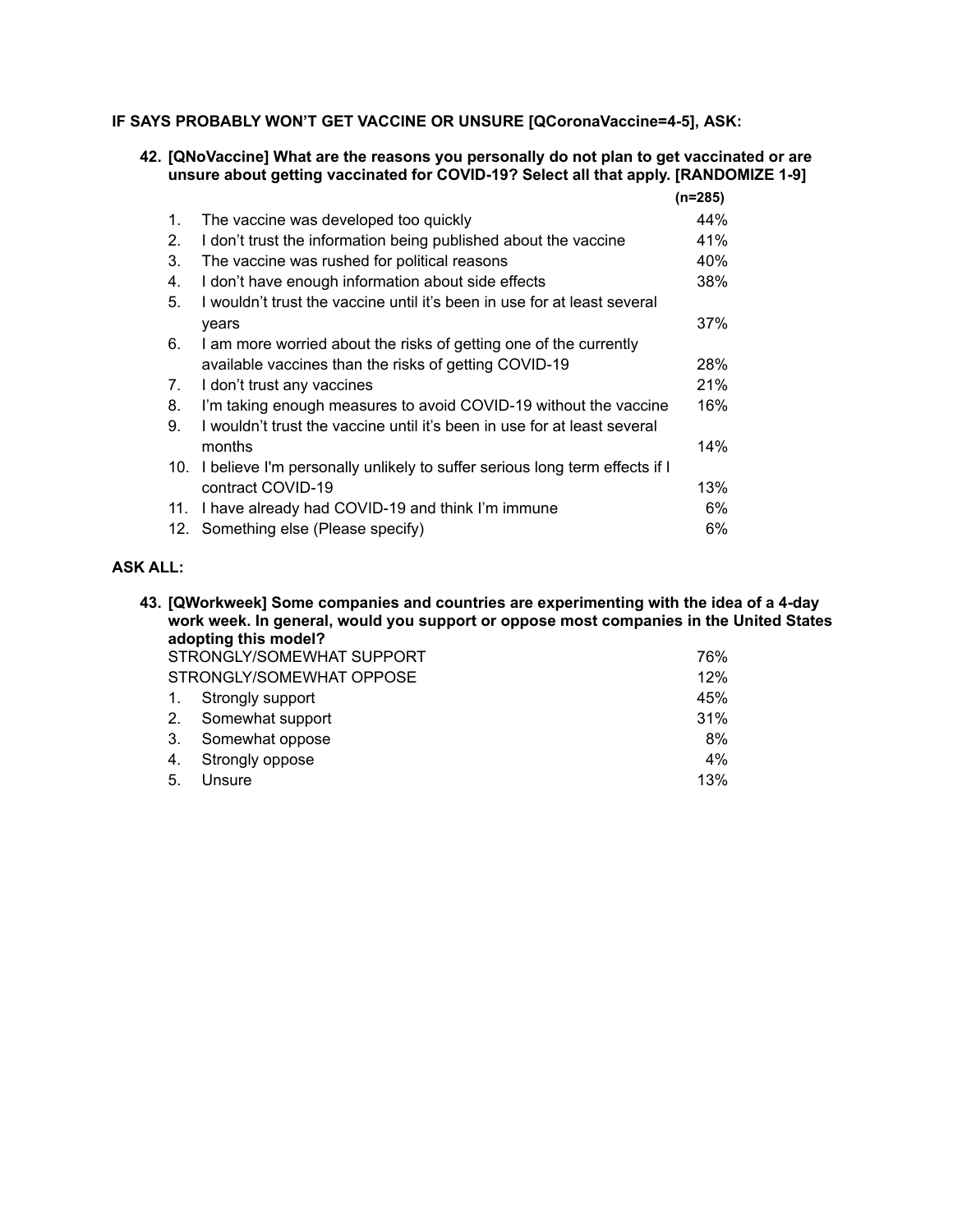**IF SAYS PROBABLY WON'T GET VACCINE OR UNSURE [QCoronaVaccine=4-5], ASK:**

**42. [QNoVaccine] What are the reasons you personally do not plan to get vaccinated or are unsure about getting vaccinated for COVID-19? Select all that apply. [RANDOMIZE 1-9]**

| | | (n=285) |
|---|---|---|
| 1. | The vaccine was developed too quickly | 44% |
| 2. | I don't trust the information being published about the vaccine | 41% |
| 3. | The vaccine was rushed for political reasons | 40% |
| 4. | I don't have enough information about side effects | 38% |
| 5. | I wouldn't trust the vaccine until it's been in use for at least several years | 37% |
| 6. | I am more worried about the risks of getting one of the currently available vaccines than the risks of getting COVID-19 | 28% |
| 7. | I don't trust any vaccines | 21% |
| 8. | I'm taking enough measures to avoid COVID-19 without the vaccine | 16% |
| 9. | I wouldn't trust the vaccine until it's been in use for at least several months | 14% |
| 10. | I believe I'm personally unlikely to suffer serious long term effects if I contract COVID-19 | 13% |
| 11. | I have already had COVID-19 and think I'm immune | 6% |
| 12. | Something else (Please specify) | 6% |

**ASK ALL:**

**43. [QWorkweek] Some companies and countries are experimenting with the idea of a 4-day work week. In general, would you support or oppose most companies in the United States adopting this model?**

| | | |
|---|---|---|
| | STRONGLY/SOMEWHAT SUPPORT | 76% |
| | STRONGLY/SOMEWHAT OPPOSE | 12% |
| 1. | Strongly support | 45% |
| 2. | Somewhat support | 31% |
| 3. | Somewhat oppose | 8% |
| 4. | Strongly oppose | 4% |
| 5. | Unsure | 13% |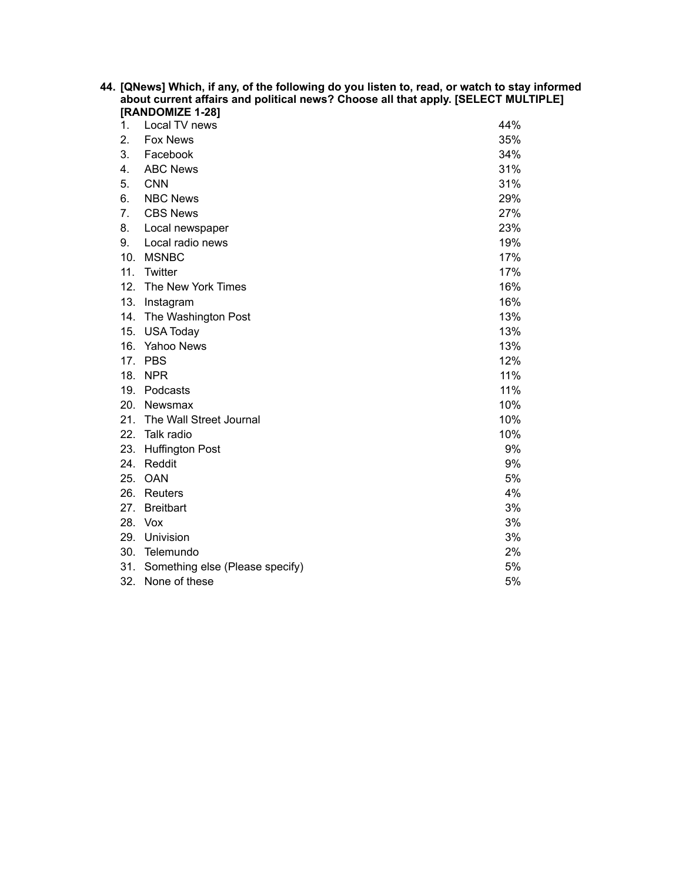**44. [QNews] Which, if any, of the following do you listen to, read, or watch to stay informed about current affairs and political news? Choose all that apply. [SELECT MULTIPLE] [RANDOMIZE 1-28]**

| | | |
|---|---|---|
| 1. | Local TV news | 44% |
| 2. | Fox News | 35% |
| 3. | Facebook | 34% |
| 4. | ABC News | 31% |
| 5. | CNN | 31% |
| 6. | NBC News | 29% |
| 7. | CBS News | 27% |
| 8. | Local newspaper | 23% |
| 9. | Local radio news | 19% |
| 10. | MSNBC | 17% |
| 11. | Twitter | 17% |
| 12. | The New York Times | 16% |
| 13. | Instagram | 16% |
| 14. | The Washington Post | 13% |
| 15. | USA Today | 13% |
| 16. | Yahoo News | 13% |
| 17. | PBS | 12% |
| 18. | NPR | 11% |
| 19. | Podcasts | 11% |
| 20. | Newsmax | 10% |
| 21. | The Wall Street Journal | 10% |
| 22. | Talk radio | 10% |
| 23. | Huffington Post | 9% |
| 24. | Reddit | 9% |
| 25. | OAN | 5% |
| 26. | Reuters | 4% |
| 27. | Breitbart | 3% |
| 28. | Vox | 3% |
| 29. | Univision | 3% |
| 30. | Telemundo | 2% |
| 31. | Something else (Please specify) | 5% |
| 32. | None of these | 5% |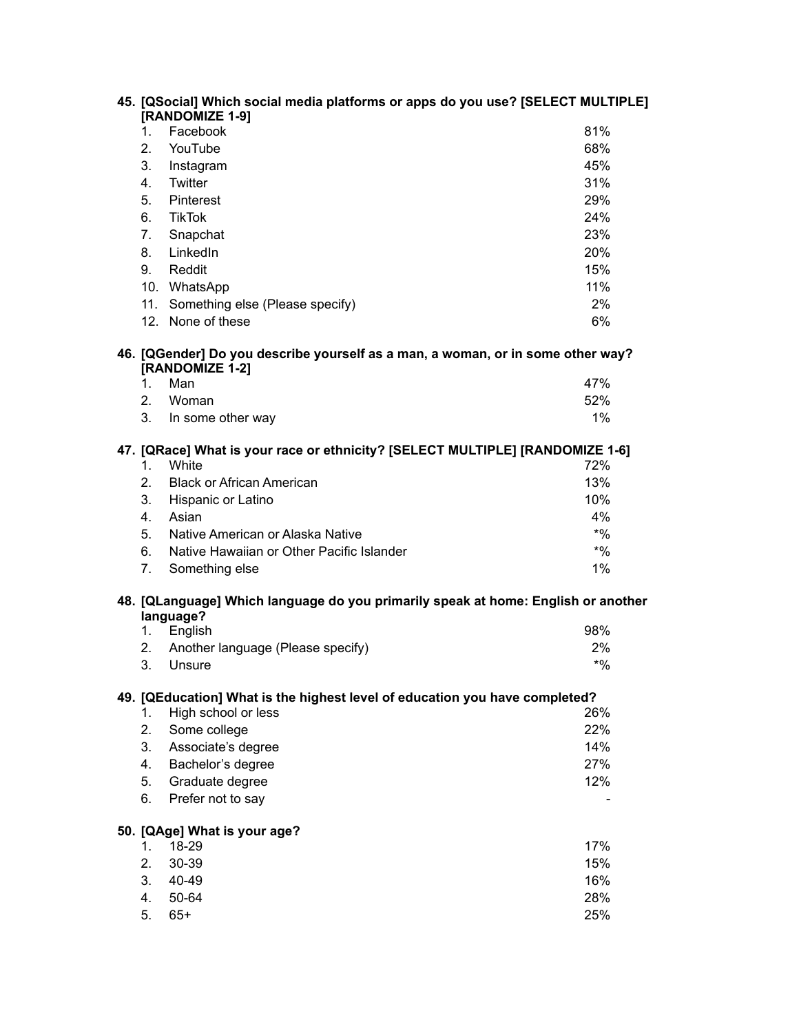**45. [QSocial] Which social media platforms or apps do you use? [SELECT MULTIPLE] [RANDOMIZE 1-9]**

| | | |
|---|---|---|
| 1. | Facebook | 81% |
| 2. | YouTube | 68% |
| 3. | Instagram | 45% |
| 4. | Twitter | 31% |
| 5. | Pinterest | 29% |
| 6. | TikTok | 24% |
| 7. | Snapchat | 23% |
| 8. | LinkedIn | 20% |
| 9. | Reddit | 15% |
| 10. | WhatsApp | 11% |
| 11. | Something else (Please specify) | 2% |
| 12. | None of these | 6% |

**46. [QGender] Do you describe yourself as a man, a woman, or in some other way? [RANDOMIZE 1-2]**

| | | |
|---|---|---|
| 1. | Man | 47% |
| 2. | Woman | 52% |
| 3. | In some other way | 1% |

**47. [QRace] What is your race or ethnicity? [SELECT MULTIPLE] [RANDOMIZE 1-6]**

| | | |
|---|---|---|
| 1. | White | 72% |
| 2. | Black or African American | 13% |
| 3. | Hispanic or Latino | 10% |
| 4. | Asian | 4% |
| 5. | Native American or Alaska Native | *% |
| 6. | Native Hawaiian or Other Pacific Islander | *% |
| 7. | Something else | 1% |

**48. [QLanguage] Which language do you primarily speak at home: English or another language?**

| | | |
|---|---|---|
| 1. | English | 98% |
| 2. | Another language (Please specify) | 2% |
| 3. | Unsure | *% |

**49. [QEducation] What is the highest level of education you have completed?**

| | | |
|---|---|---|
| 1. | High school or less | 26% |
| 2. | Some college | 22% |
| 3. | Associate's degree | 14% |
| 4. | Bachelor's degree | 27% |
| 5. | Graduate degree | 12% |
| 6. | Prefer not to say | - |

**50. [QAge] What is your age?**

| | | |
|---|---|---|
| 1. | 18-29 | 17% |
| 2. | 30-39 | 15% |
| 3. | 40-49 | 16% |
| 4. | 50-64 | 28% |
| 5. | 65+ | 25% |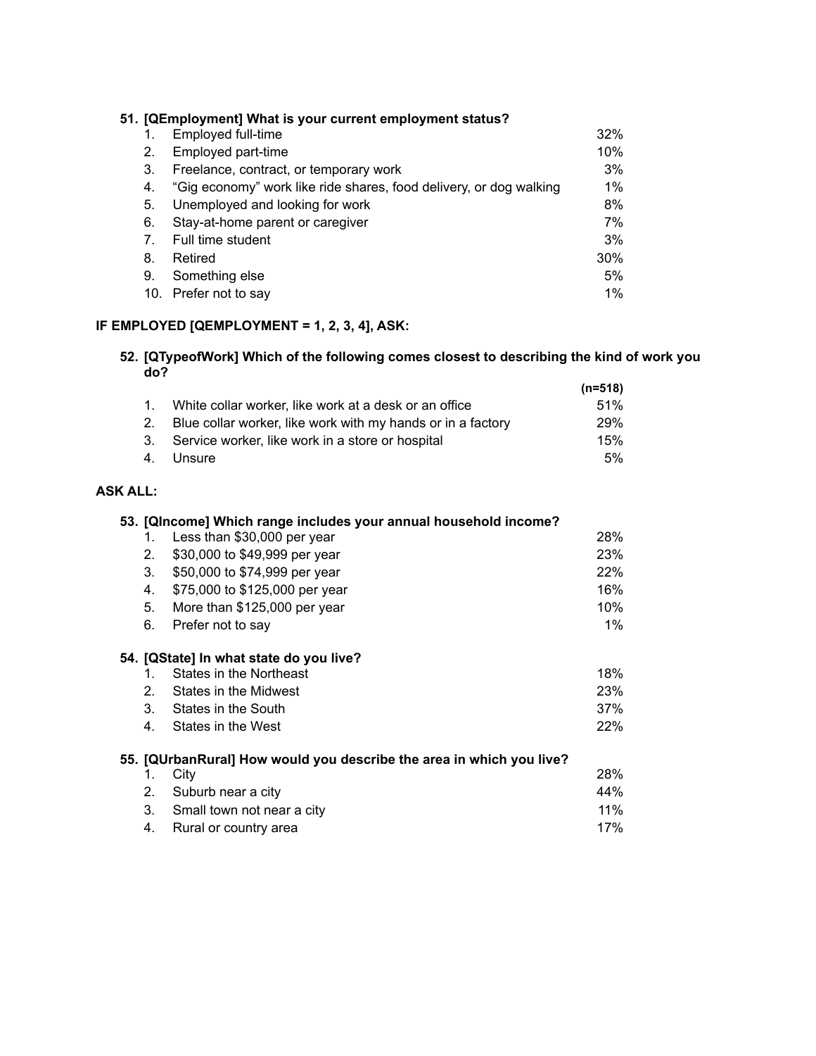**51. [QEmployment] What is your current employment status?**

| | | |
|---|---|---|
| 1. | Employed full-time | 32% |
| 2. | Employed part-time | 10% |
| 3. | Freelance, contract, or temporary work | 3% |
| 4. | "Gig economy" work like ride shares, food delivery, or dog walking | 1% |
| 5. | Unemployed and looking for work | 8% |
| 6. | Stay-at-home parent or caregiver | 7% |
| 7. | Full time student | 3% |
| 8. | Retired | 30% |
| 9. | Something else | 5% |
| 10. | Prefer not to say | 1% |

**IF EMPLOYED [QEMPLOYMENT = 1, 2, 3, 4], ASK:**

**52. [QTypeofWork] Which of the following comes closest to describing the kind of work you do?**

| | | **(n=518)** |
|---|---|---|
| 1. | White collar worker, like work at a desk or an office | 51% |
| 2. | Blue collar worker, like work with my hands or in a factory | 29% |
| 3. | Service worker, like work in a store or hospital | 15% |
| 4. | Unsure | 5% |

**ASK ALL:**

**53. [QIncome] Which range includes your annual household income?**

| | | |
|---|---|---|
| 1. | Less than $30,000 per year | 28% |
| 2. | $30,000 to $49,999 per year | 23% |
| 3. | $50,000 to $74,999 per year | 22% |
| 4. | $75,000 to $125,000 per year | 16% |
| 5. | More than $125,000 per year | 10% |
| 6. | Prefer not to say | 1% |

**54. [QState] In what state do you live?**

| | | |
|---|---|---|
| 1. | States in the Northeast | 18% |
| 2. | States in the Midwest | 23% |
| 3. | States in the South | 37% |
| 4. | States in the West | 22% |

**55. [QUrbanRural] How would you describe the area in which you live?**

| | | |
|---|---|---|
| 1. | City | 28% |
| 2. | Suburb near a city | 44% |
| 3. | Small town not near a city | 11% |
| 4. | Rural or country area | 17% |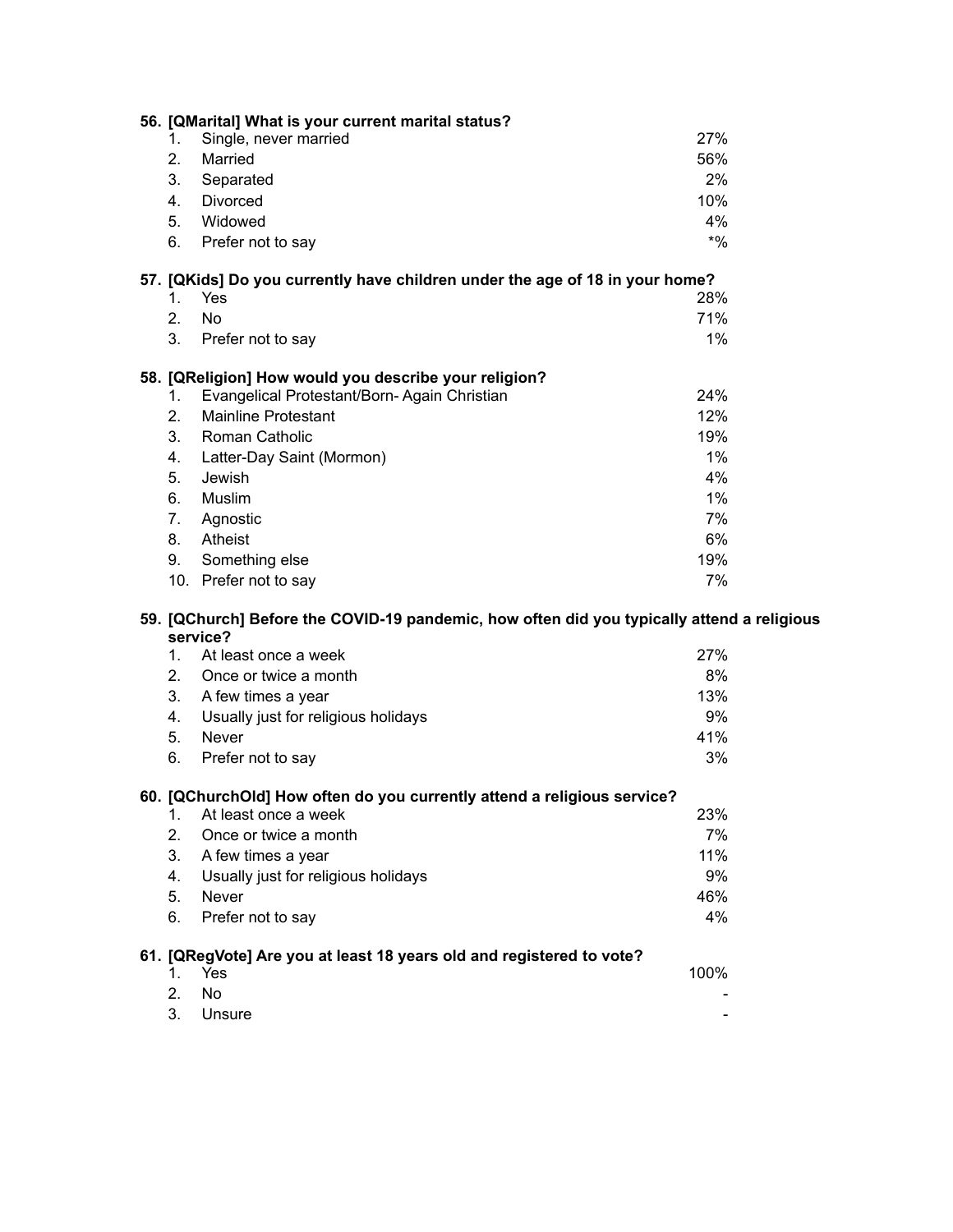**56. [QMarital] What is your current marital status?**

| | | |
|---|---|---|
| 1. | Single, never married | 27% |
| 2. | Married | 56% |
| 3. | Separated | 2% |
| 4. | Divorced | 10% |
| 5. | Widowed | 4% |
| 6. | Prefer not to say | *% |

**57. [QKids] Do you currently have children under the age of 18 in your home?**

| | | |
|---|---|---|
| 1. | Yes | 28% |
| 2. | No | 71% |
| 3. | Prefer not to say | 1% |

**58. [QReligion] How would you describe your religion?**

| | | |
|---|---|---|
| 1. | Evangelical Protestant/Born- Again Christian | 24% |
| 2. | Mainline Protestant | 12% |
| 3. | Roman Catholic | 19% |
| 4. | Latter-Day Saint (Mormon) | 1% |
| 5. | Jewish | 4% |
| 6. | Muslim | 1% |
| 7. | Agnostic | 7% |
| 8. | Atheist | 6% |
| 9. | Something else | 19% |
| 10. | Prefer not to say | 7% |

**59. [QChurch] Before the COVID-19 pandemic, how often did you typically attend a religious service?**

| | | |
|---|---|---|
| 1. | At least once a week | 27% |
| 2. | Once or twice a month | 8% |
| 3. | A few times a year | 13% |
| 4. | Usually just for religious holidays | 9% |
| 5. | Never | 41% |
| 6. | Prefer not to say | 3% |

**60. [QChurchOld] How often do you currently attend a religious service?**

| | | |
|---|---|---|
| 1. | At least once a week | 23% |
| 2. | Once or twice a month | 7% |
| 3. | A few times a year | 11% |
| 4. | Usually just for religious holidays | 9% |
| 5. | Never | 46% |
| 6. | Prefer not to say | 4% |

**61. [QRegVote] Are you at least 18 years old and registered to vote?**

| | | |
|---|---|---|
| 1. | Yes | 100% |
| 2. | No | - |
| 3. | Unsure | - |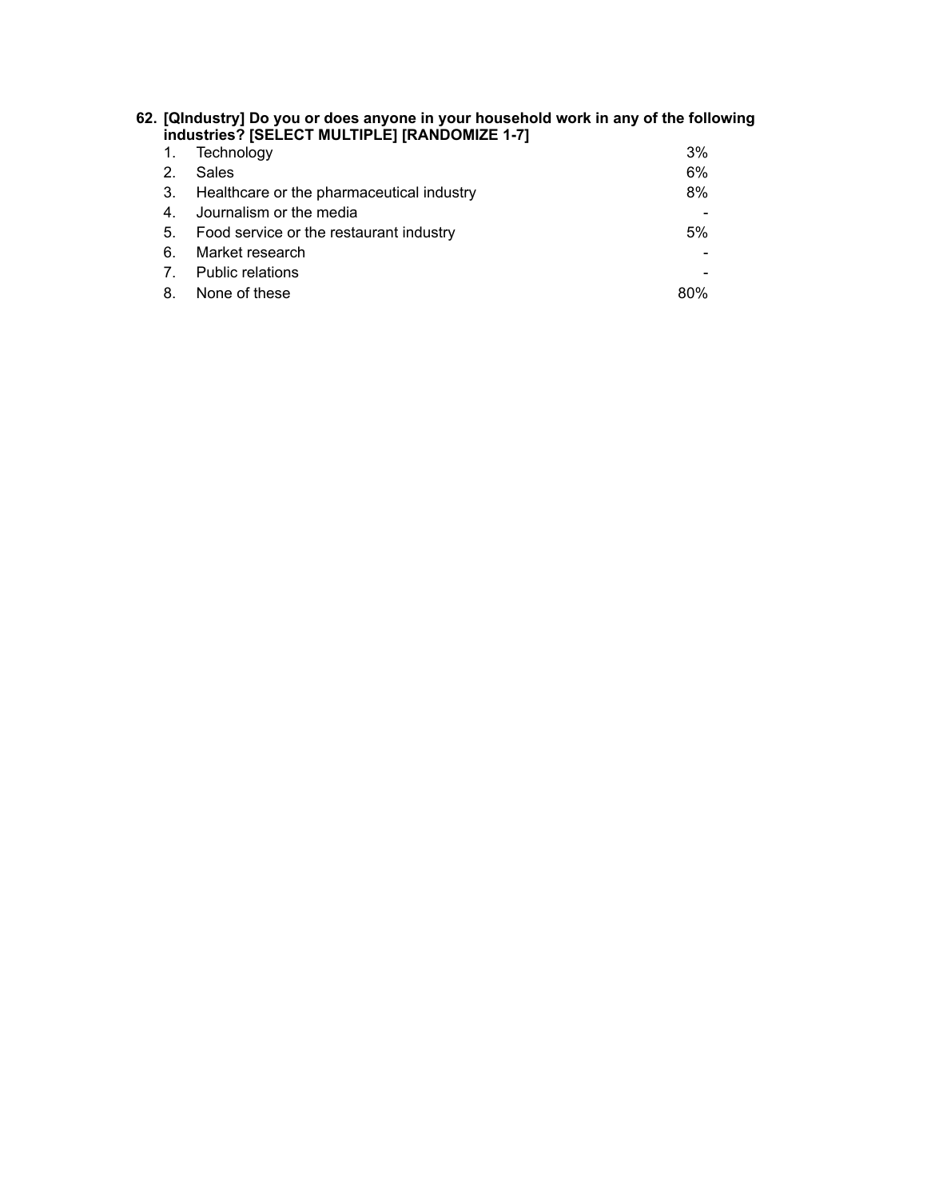**62. [QIndustry] Do you or does anyone in your household work in any of the following industries? [SELECT MULTIPLE] [RANDOMIZE 1-7]**

| | | |
|---|---|---|
| 1. | Technology | 3% |
| 2. | Sales | 6% |
| 3. | Healthcare or the pharmaceutical industry | 8% |
| 4. | Journalism or the media | - |
| 5. | Food service or the restaurant industry | 5% |
| 6. | Market research | - |
| 7. | Public relations | - |
| 8. | None of these | 80% |